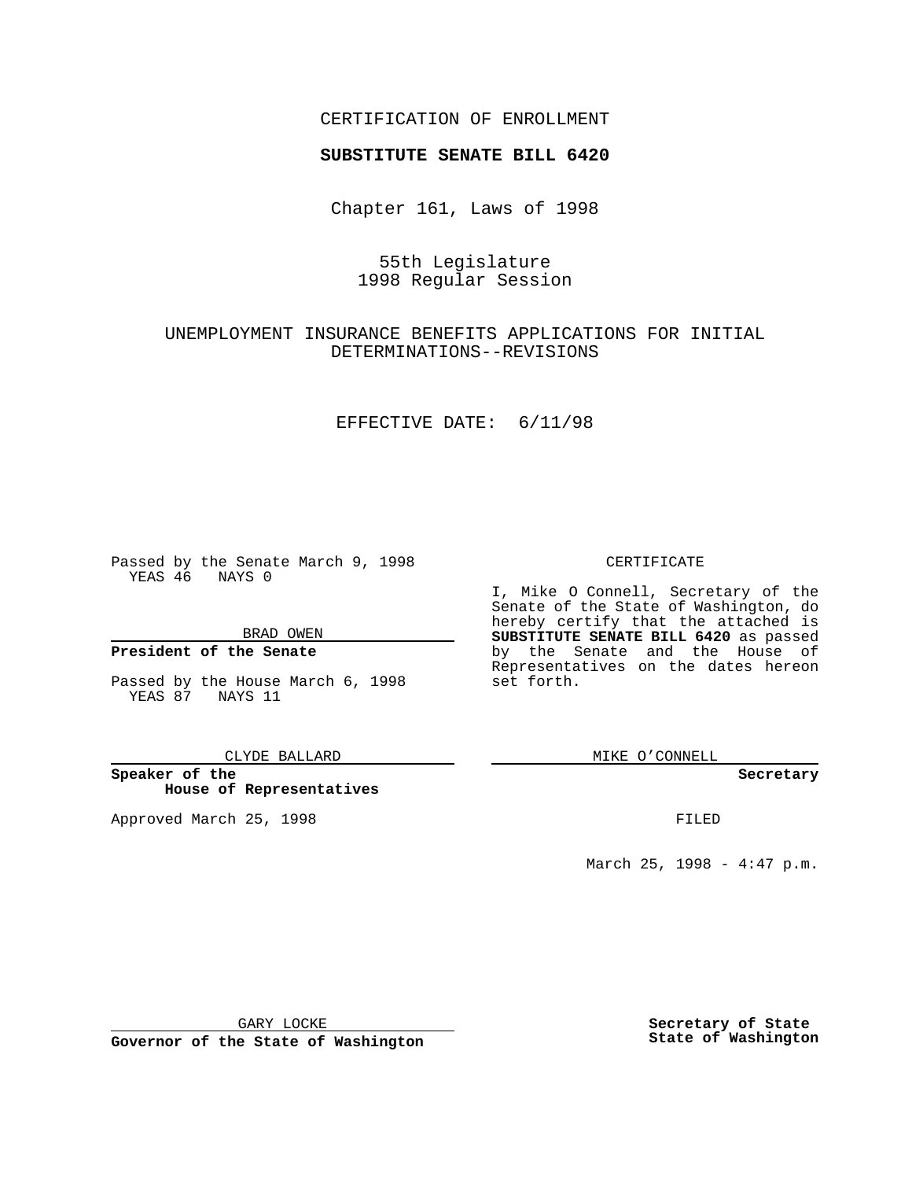CERTIFICATION OF ENROLLMENT

**SUBSTITUTE SENATE BILL 6420**

Chapter 161, Laws of 1998

55th Legislature
1998 Regular Session

UNEMPLOYMENT INSURANCE BENEFITS APPLICATIONS FOR INITIAL DETERMINATIONS--REVISIONS

EFFECTIVE DATE: 6/11/98

Passed by the Senate March 9, 1998
YEAS 46 NAYS 0

BRAD OWEN

**President of the Senate**

Passed by the House March 6, 1998
YEAS 87 NAYS 11

CLYDE BALLARD

**Speaker of the House of Representatives**

Approved March 25, 1998

GARY LOCKE

**Governor of the State of Washington**

CERTIFICATE

I, Mike O Connell, Secretary of the Senate of the State of Washington, do hereby certify that the attached is **SUBSTITUTE SENATE BILL 6420** as passed by the Senate and the House of Representatives on the dates hereon set forth.

MIKE O'CONNELL

**Secretary**

FILED

March 25, 1998 - 4:47 p.m.

**Secretary of State**
**State of Washington**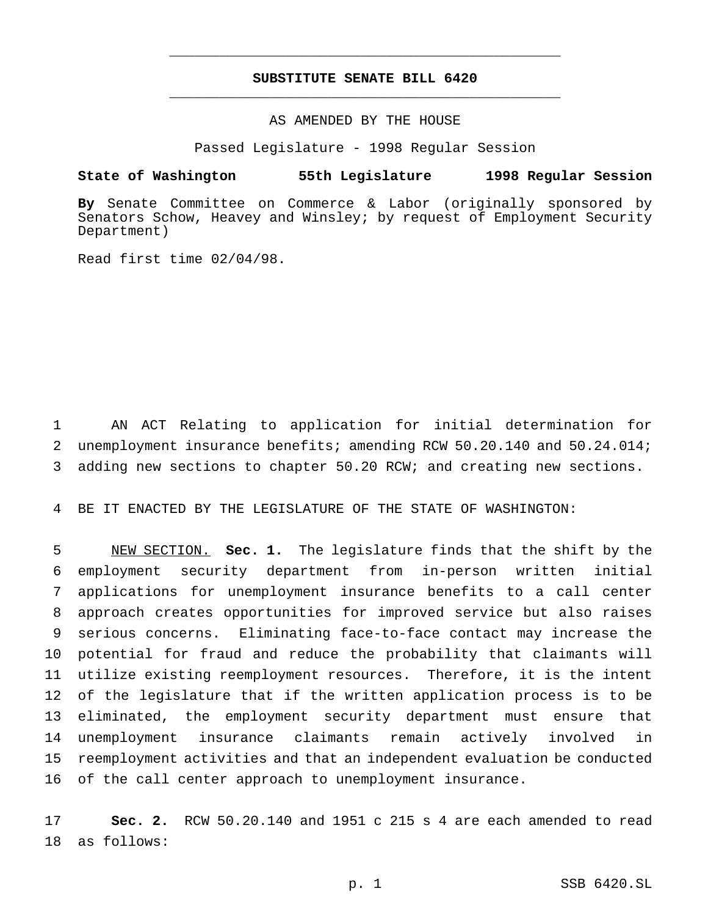# SUBSTITUTE SENATE BILL 6420

AS AMENDED BY THE HOUSE

Passed Legislature - 1998 Regular Session

**State of Washington 55th Legislature 1998 Regular Session**

**By** Senate Committee on Commerce & Labor (originally sponsored by Senators Schow, Heavey and Winsley; by request of Employment Security Department)

Read first time 02/04/98.

1 AN ACT Relating to application for initial determination for
2 unemployment insurance benefits; amending RCW 50.20.140 and 50.24.014;
3 adding new sections to chapter 50.20 RCW; and creating new sections.

4 BE IT ENACTED BY THE LEGISLATURE OF THE STATE OF WASHINGTON:

5 NEW SECTION. **Sec. 1.** The legislature finds that the shift by the
6 employment security department from in-person written initial
7 applications for unemployment insurance benefits to a call center
8 approach creates opportunities for improved service but also raises
9 serious concerns. Eliminating face-to-face contact may increase the
10 potential for fraud and reduce the probability that claimants will
11 utilize existing reemployment resources. Therefore, it is the intent
12 of the legislature that if the written application process is to be
13 eliminated, the employment security department must ensure that
14 unemployment insurance claimants remain actively involved in
15 reemployment activities and that an independent evaluation be conducted
16 of the call center approach to unemployment insurance.

17 **Sec. 2.** RCW 50.20.140 and 1951 c 215 s 4 are each amended to read
18 as follows: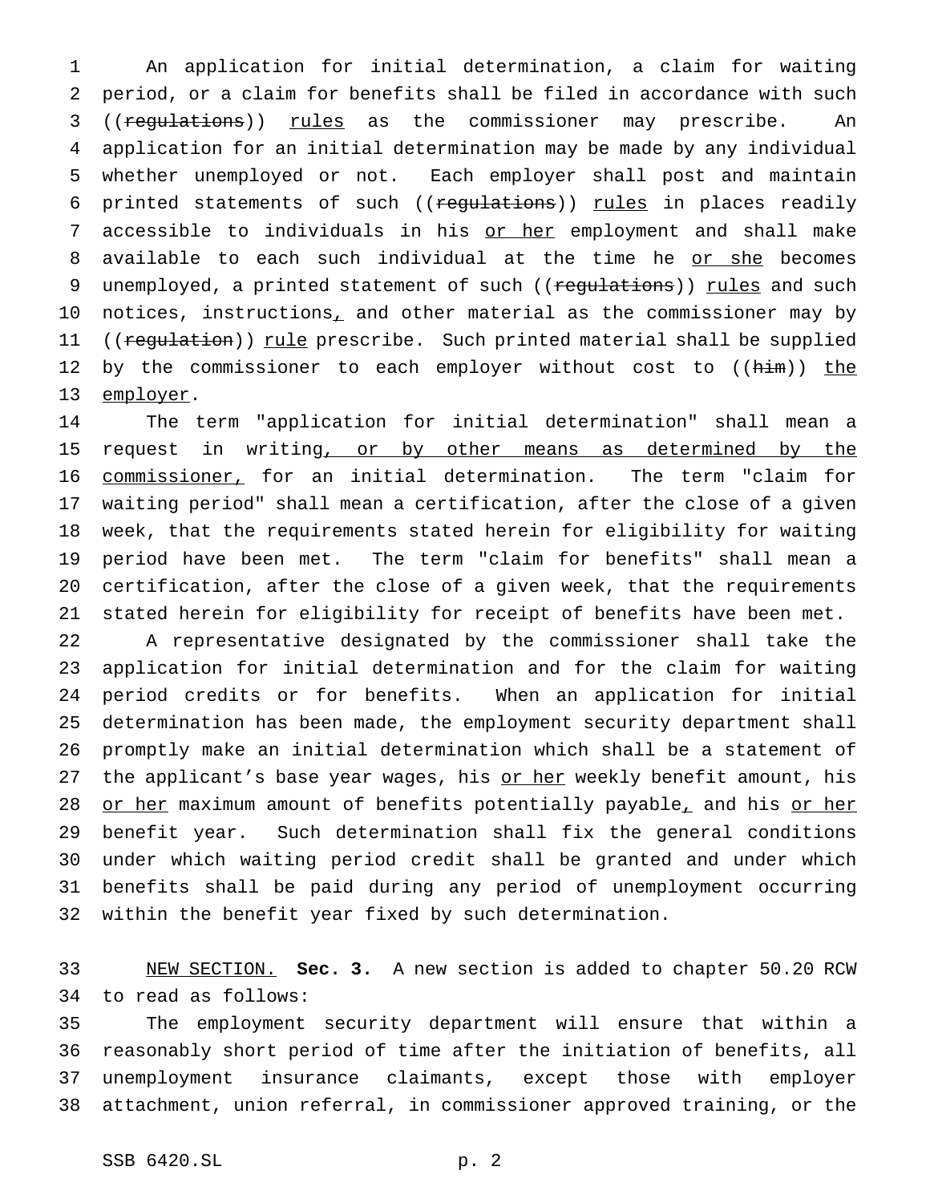An application for initial determination, a claim for waiting period, or a claim for benefits shall be filed in accordance with such ((~~regulations~~)) rules as the commissioner may prescribe. An application for an initial determination may be made by any individual whether unemployed or not. Each employer shall post and maintain printed statements of such ((~~regulations~~)) rules in places readily accessible to individuals in his or her employment and shall make available to each such individual at the time he or she becomes unemployed, a printed statement of such ((~~regulations~~)) rules and such notices, instructions, and other material as the commissioner may by ((~~regulation~~)) rule prescribe. Such printed material shall be supplied by the commissioner to each employer without cost to ((~~him~~)) the employer.

The term "application for initial determination" shall mean a request in writing, or by other means as determined by the commissioner, for an initial determination. The term "claim for waiting period" shall mean a certification, after the close of a given week, that the requirements stated herein for eligibility for waiting period have been met. The term "claim for benefits" shall mean a certification, after the close of a given week, that the requirements stated herein for eligibility for receipt of benefits have been met.

A representative designated by the commissioner shall take the application for initial determination and for the claim for waiting period credits or for benefits. When an application for initial determination has been made, the employment security department shall promptly make an initial determination which shall be a statement of the applicant's base year wages, his or her weekly benefit amount, his or her maximum amount of benefits potentially payable, and his or her benefit year. Such determination shall fix the general conditions under which waiting period credit shall be granted and under which benefits shall be paid during any period of unemployment occurring within the benefit year fixed by such determination.

NEW SECTION. **Sec. 3.** A new section is added to chapter 50.20 RCW to read as follows:

The employment security department will ensure that within a reasonably short period of time after the initiation of benefits, all unemployment insurance claimants, except those with employer attachment, union referral, in commissioner approved training, or the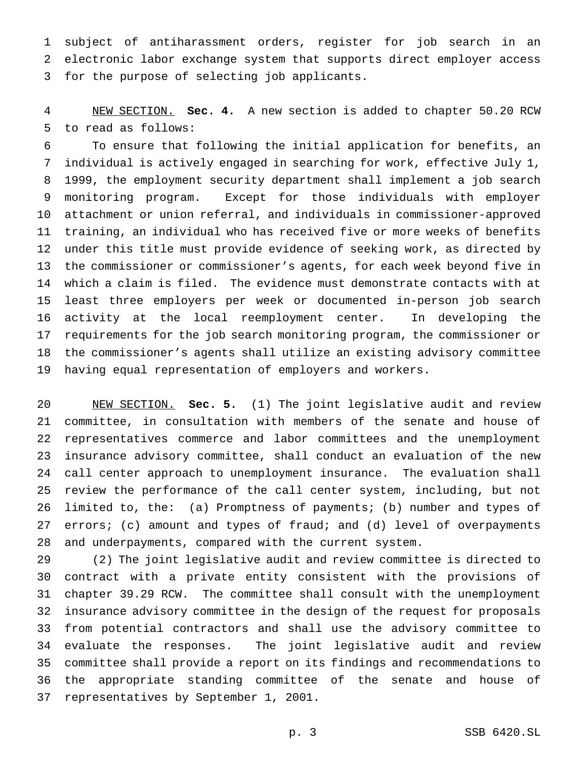subject of antiharassment orders, register for job search in an electronic labor exchange system that supports direct employer access for the purpose of selecting job applicants.

NEW SECTION. **Sec. 4.** A new section is added to chapter 50.20 RCW to read as follows:

To ensure that following the initial application for benefits, an individual is actively engaged in searching for work, effective July 1, 1999, the employment security department shall implement a job search monitoring program. Except for those individuals with employer attachment or union referral, and individuals in commissioner-approved training, an individual who has received five or more weeks of benefits under this title must provide evidence of seeking work, as directed by the commissioner or commissioner's agents, for each week beyond five in which a claim is filed. The evidence must demonstrate contacts with at least three employers per week or documented in-person job search activity at the local reemployment center. In developing the requirements for the job search monitoring program, the commissioner or the commissioner's agents shall utilize an existing advisory committee having equal representation of employers and workers.

NEW SECTION. **Sec. 5.** (1) The joint legislative audit and review committee, in consultation with members of the senate and house of representatives commerce and labor committees and the unemployment insurance advisory committee, shall conduct an evaluation of the new call center approach to unemployment insurance. The evaluation shall review the performance of the call center system, including, but not limited to, the: (a) Promptness of payments; (b) number and types of errors; (c) amount and types of fraud; and (d) level of overpayments and underpayments, compared with the current system.

(2) The joint legislative audit and review committee is directed to contract with a private entity consistent with the provisions of chapter 39.29 RCW. The committee shall consult with the unemployment insurance advisory committee in the design of the request for proposals from potential contractors and shall use the advisory committee to evaluate the responses. The joint legislative audit and review committee shall provide a report on its findings and recommendations to the appropriate standing committee of the senate and house of representatives by September 1, 2001.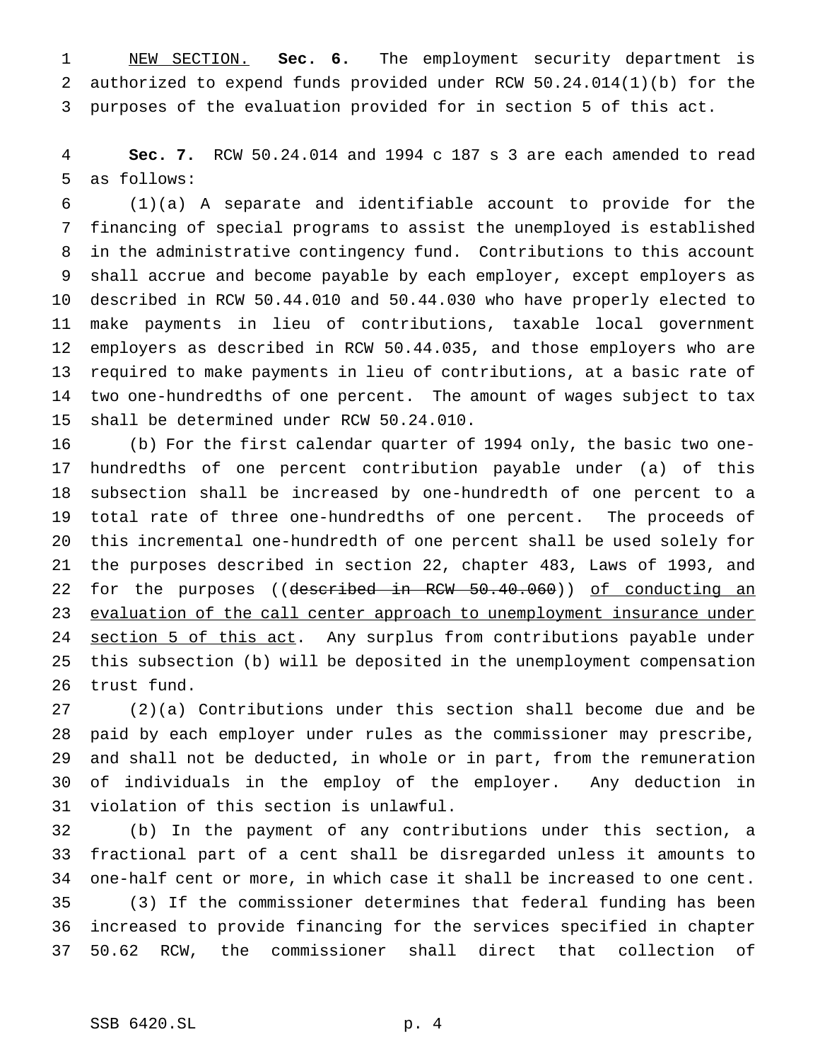NEW SECTION. **Sec. 6.** The employment security department is authorized to expend funds provided under RCW 50.24.014(1)(b) for the purposes of the evaluation provided for in section 5 of this act.

**Sec. 7.** RCW 50.24.014 and 1994 c 187 s 3 are each amended to read as follows:

(1)(a) A separate and identifiable account to provide for the financing of special programs to assist the unemployed is established in the administrative contingency fund. Contributions to this account shall accrue and become payable by each employer, except employers as described in RCW 50.44.010 and 50.44.030 who have properly elected to make payments in lieu of contributions, taxable local government employers as described in RCW 50.44.035, and those employers who are required to make payments in lieu of contributions, at a basic rate of two one-hundredths of one percent. The amount of wages subject to tax shall be determined under RCW 50.24.010.

(b) For the first calendar quarter of 1994 only, the basic two one-hundredths of one percent contribution payable under (a) of this subsection shall be increased by one-hundredth of one percent to a total rate of three one-hundredths of one percent. The proceeds of this incremental one-hundredth of one percent shall be used solely for the purposes described in section 22, chapter 483, Laws of 1993, and for the purposes ((~~described in RCW 50.40.060~~)) of conducting an evaluation of the call center approach to unemployment insurance under section 5 of this act. Any surplus from contributions payable under this subsection (b) will be deposited in the unemployment compensation trust fund.

(2)(a) Contributions under this section shall become due and be paid by each employer under rules as the commissioner may prescribe, and shall not be deducted, in whole or in part, from the remuneration of individuals in the employ of the employer. Any deduction in violation of this section is unlawful.

(b) In the payment of any contributions under this section, a fractional part of a cent shall be disregarded unless it amounts to one-half cent or more, in which case it shall be increased to one cent.

(3) If the commissioner determines that federal funding has been increased to provide financing for the services specified in chapter 50.62 RCW, the commissioner shall direct that collection of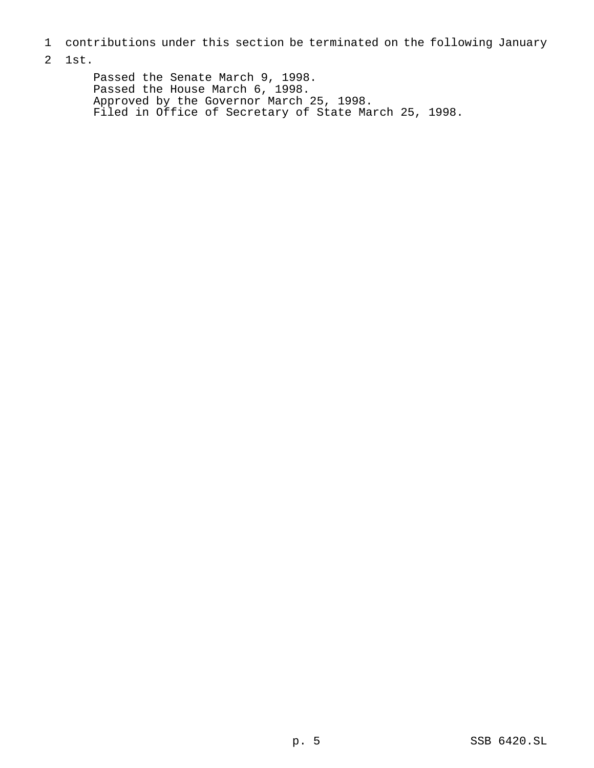contributions under this section be terminated on the following January 1st.

Passed the Senate March 9, 1998.
Passed the House March 6, 1998.
Approved by the Governor March 25, 1998.
Filed in Office of Secretary of State March 25, 1998.